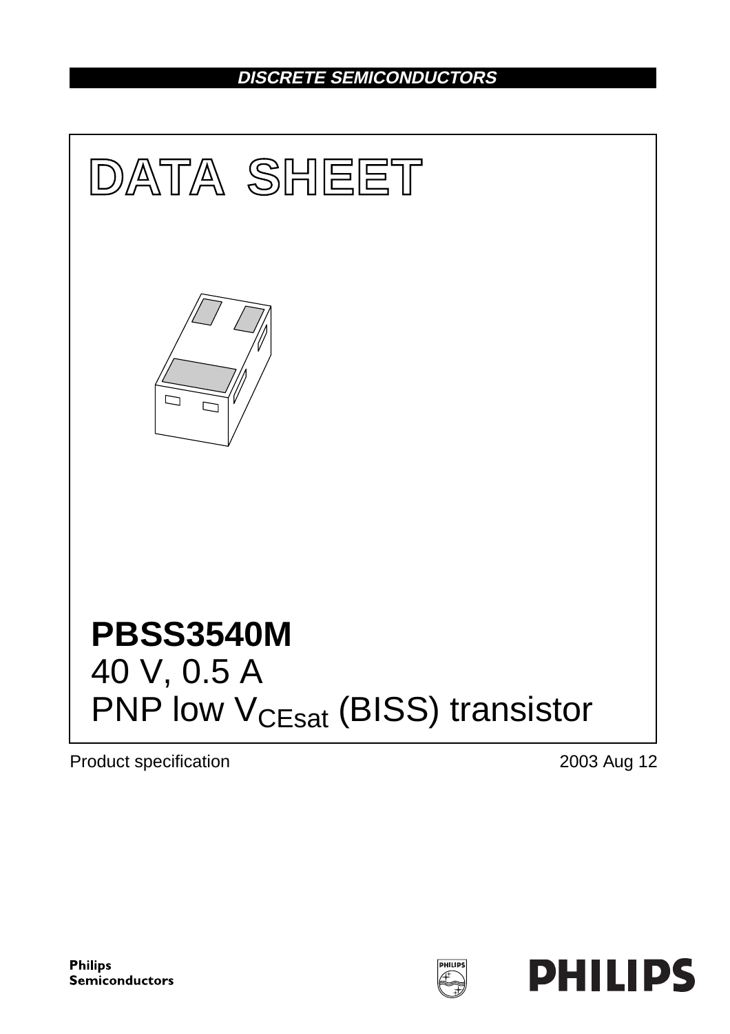DISCRETE SEMICONDUCTORS

# DATA SHEET

# PBSS3540M

40 V, 0.5 A

PNP low $V_{CEsat}$ (BISS) transistor

Product specification

2003 Aug 12

Philips Semiconductors

PHILIPS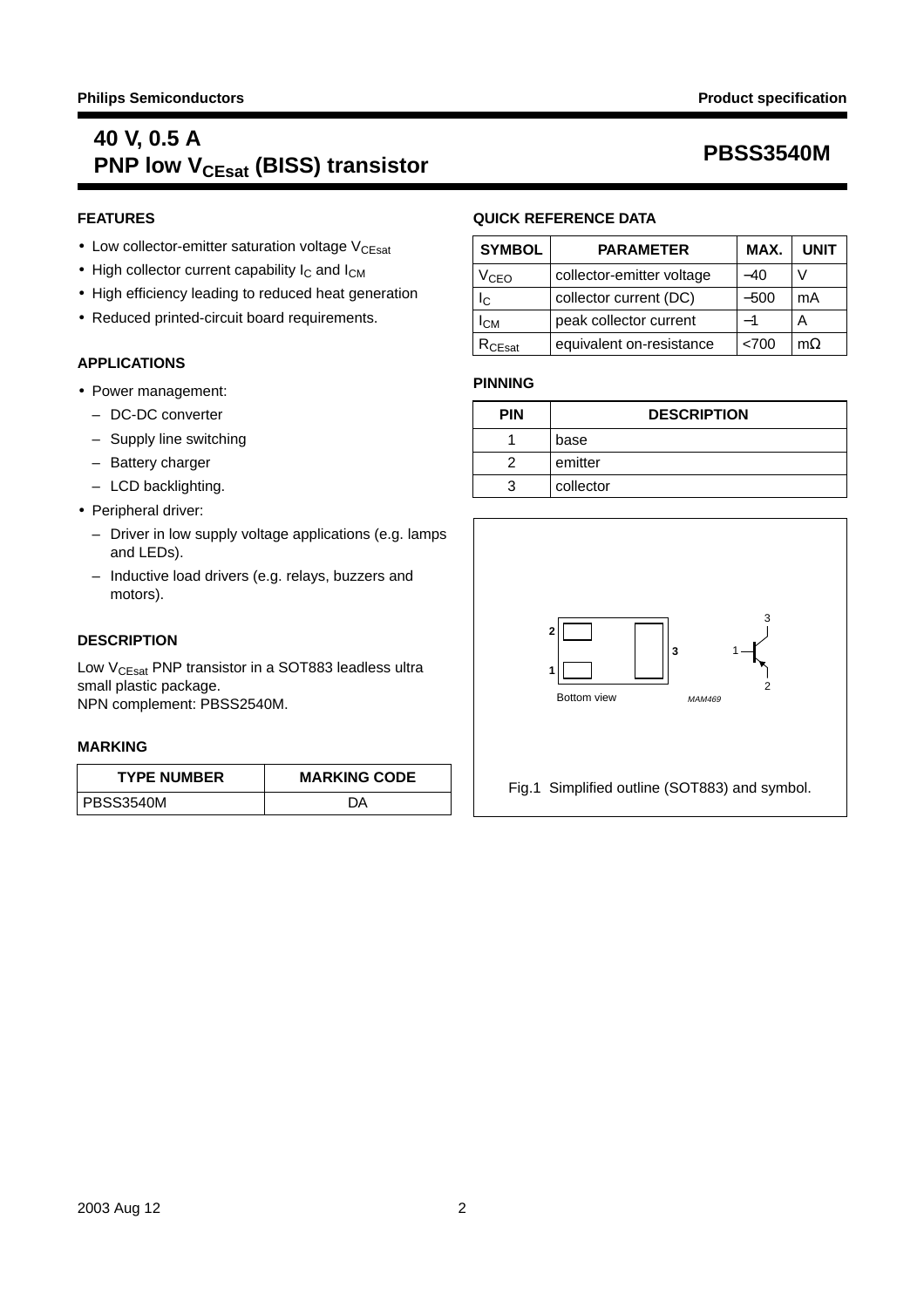# 40 V, 0.5 A PNP low $V_{CEsat}$ (BISS) transistor

# PBSS3540M

## FEATURES

- Low collector-emitter saturation voltage $V_{CEsat}$
- High collector current capability $I_C$ and $I_{CM}$
- High efficiency leading to reduced heat generation
- Reduced printed-circuit board requirements.

## APPLICATIONS

- Power management:
  - DC-DC converter
  - Supply line switching
  - Battery charger
  - LCD backlighting.
- Peripheral driver:
  - Driver in low supply voltage applications (e.g. lamps and LEDs).
  - Inductive load drivers (e.g. relays, buzzers and motors).

## DESCRIPTION

Low $V_{CEsat}$ PNP transistor in a SOT883 leadless ultra small plastic package.
NPN complement: PBSS2540M.

## MARKING

| TYPE NUMBER | MARKING CODE |
|---|---|
| PBSS3540M | DA |

## QUICK REFERENCE DATA

| SYMBOL | PARAMETER | MAX. | UNIT |
|---|---|---|---|
| $V_{CEO}$ | collector-emitter voltage | −40 | V |
| $I_C$ | collector current (DC) | −500 | mA |
| $I_{CM}$ | peak collector current | −1 | A |
| $R_{CEsat}$ | equivalent on-resistance | <700 | mΩ |

## PINNING

| PIN | DESCRIPTION |
|---|---|
| 1 | base |
| 2 | emitter |
| 3 | collector |

Bottom view

MAM469

Fig.1 Simplified outline (SOT883) and symbol.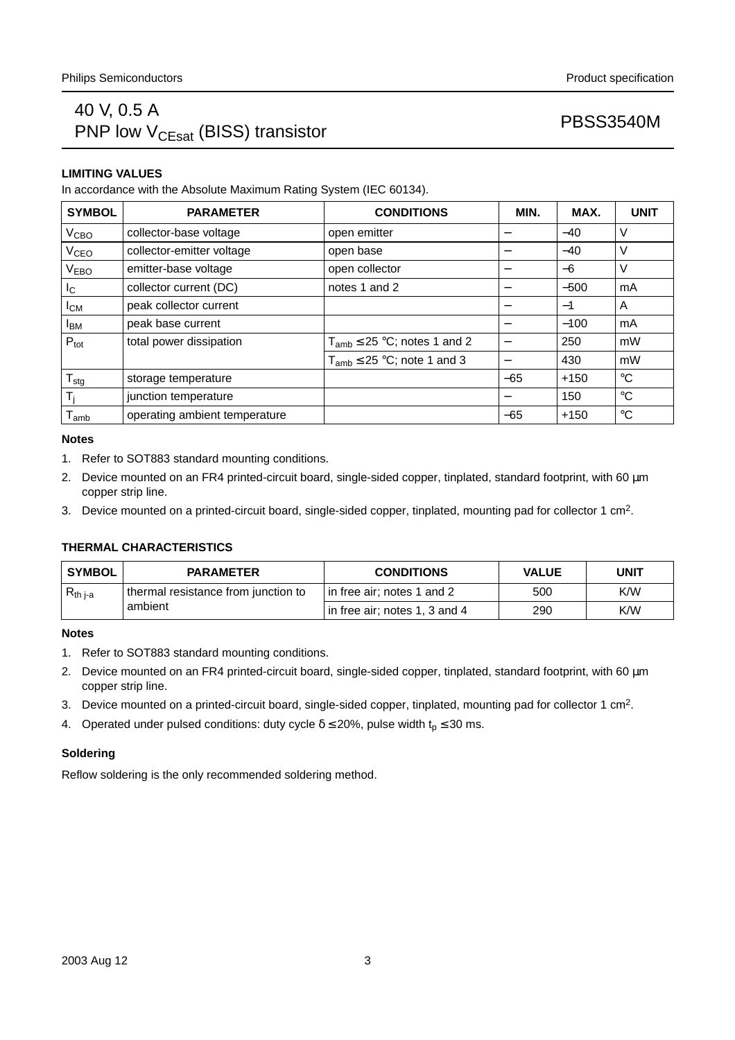## LIMITING VALUES

In accordance with the Absolute Maximum Rating System (IEC 60134).

| SYMBOL | PARAMETER | CONDITIONS | MIN. | MAX. | UNIT |
|---|---|---|---|---|---|
| $V_{CBO}$ | collector-base voltage | open emitter | – | –40 | V |
| $V_{CEO}$ | collector-emitter voltage | open base | – | –40 | V |
| $V_{EBO}$ | emitter-base voltage | open collector | – | –6 | V |
| $I_C$ | collector current (DC) | notes 1 and 2 | – | –500 | mA |
| $I_{CM}$ | peak collector current | | – | –1 | A |
| $I_{BM}$ | peak base current | | – | –100 | mA |
| $P_{tot}$ | total power dissipation | $T_{amb} \leq 25$ °C; notes 1 and 2 | – | 250 | mW |
| | | $T_{amb} \leq 25$ °C; note 1 and 3 | – | 430 | mW |
| $T_{stg}$ | storage temperature | | –65 | +150 | °C |
| $T_j$ | junction temperature | | – | 150 | °C |
| $T_{amb}$ | operating ambient temperature | | –65 | +150 | °C |

### Notes

1. Refer to SOT883 standard mounting conditions.
2. Device mounted on an FR4 printed-circuit board, single-sided copper, tinplated, standard footprint, with 60 µm copper strip line.
3. Device mounted on a printed-circuit board, single-sided copper, tinplated, mounting pad for collector 1 $cm^2$.

## THERMAL CHARACTERISTICS

| SYMBOL | PARAMETER | CONDITIONS | VALUE | UNIT |
|---|---|---|---|---|
| $R_{th\ j\text{-}a}$ | thermal resistance from junction to ambient | in free air; notes 1 and 2 | 500 | K/W |
| | | in free air; notes 1, 3 and 4 | 290 | K/W |

### Notes

1. Refer to SOT883 standard mounting conditions.
2. Device mounted on an FR4 printed-circuit board, single-sided copper, tinplated, standard footprint, with 60 µm copper strip line.
3. Device mounted on a printed-circuit board, single-sided copper, tinplated, mounting pad for collector 1 $cm^2$.
4. Operated under pulsed conditions: duty cycle $\delta \leq 20\%$, pulse width $t_p \leq 30$ ms.

### Soldering

Reflow soldering is the only recommended soldering method.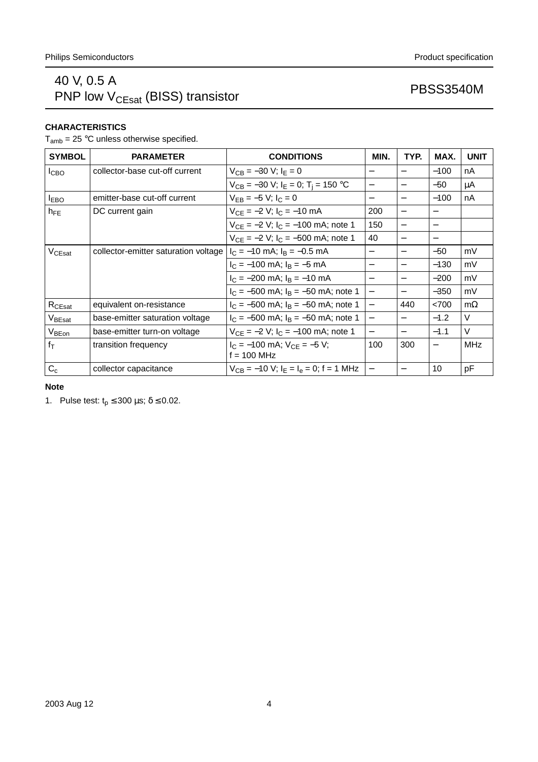## CHARACTERISTICS

$T_{amb}$ = 25 °C unless otherwise specified.

| SYMBOL | PARAMETER | CONDITIONS | MIN. | TYP. | MAX. | UNIT |
|---|---|---|---|---|---|---|
| $I_{CBO}$ | collector-base cut-off current | $V_{CB}$ = −30 V; $I_E$ = 0 | − | − | −100 | nA |
| | | $V_{CB}$ = −30 V; $I_E$ = 0; $T_j$ = 150 °C | − | − | −50 | μA |
| $I_{EBO}$ | emitter-base cut-off current | $V_{EB}$ = −5 V; $I_C$ = 0 | − | − | −100 | nA |
| $h_{FE}$ | DC current gain | $V_{CE}$ = −2 V; $I_C$ = −10 mA | 200 | − | − | |
| | | $V_{CE}$ = −2 V; $I_C$ = −100 mA; note 1 | 150 | − | − | |
| | | $V_{CE}$ = −2 V; $I_C$ = −500 mA; note 1 | 40 | − | − | |
| $V_{CEsat}$ | collector-emitter saturation voltage | $I_C$ = −10 mA; $I_B$ = −0.5 mA | − | − | −50 | mV |
| | | $I_C$ = −100 mA; $I_B$ = −5 mA | − | − | −130 | mV |
| | | $I_C$ = −200 mA; $I_B$ = −10 mA | − | − | −200 | mV |
| | | $I_C$ = −500 mA; $I_B$ = −50 mA; note 1 | − | − | −350 | mV |
| $R_{CEsat}$ | equivalent on-resistance | $I_C$ = −500 mA; $I_B$ = −50 mA; note 1 | − | 440 | <700 | mΩ |
| $V_{BEsat}$ | base-emitter saturation voltage | $I_C$ = −500 mA; $I_B$ = −50 mA; note 1 | − | − | −1.2 | V |
| $V_{BEon}$ | base-emitter turn-on voltage | $V_{CE}$ = −2 V; $I_C$ = −100 mA; note 1 | − | − | −1.1 | V |
| $f_T$ | transition frequency | $I_C$ = −100 mA; $V_{CE}$ = −5 V; f = 100 MHz | 100 | 300 | − | MHz |
| $C_c$ | collector capacitance | $V_{CB}$ = −10 V; $I_E$ = $I_e$ = 0; f = 1 MHz | − | − | 10 | pF |

**Note**

1. Pulse test: $t_p$ ≤ 300 μs; δ ≤ 0.02.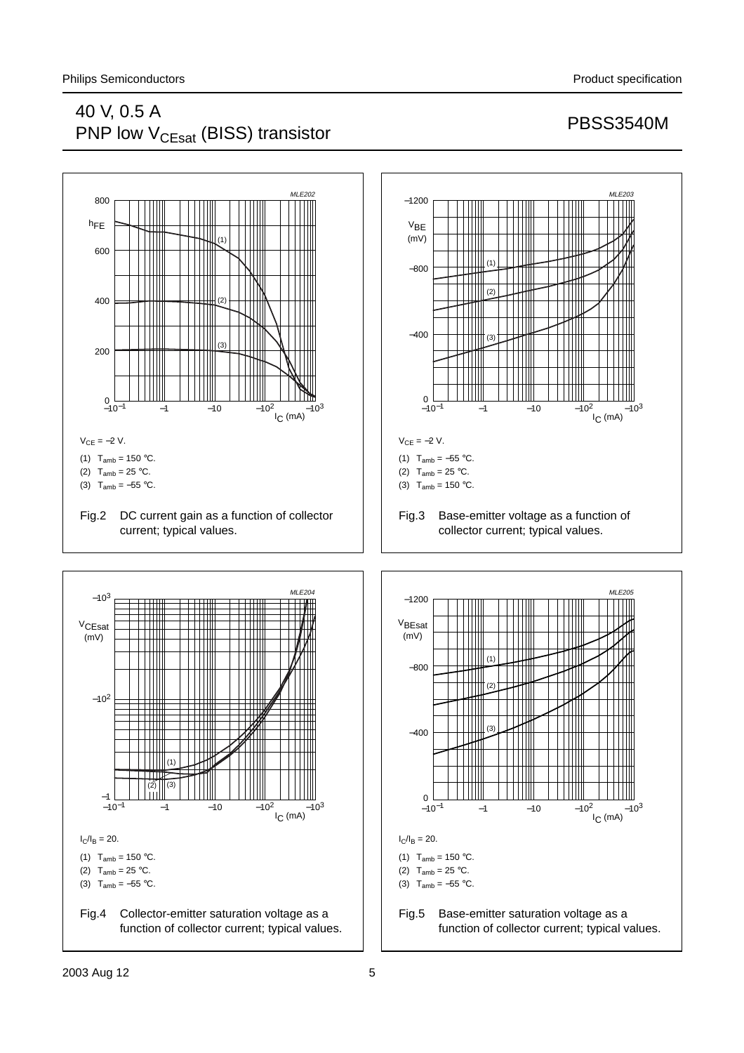MLE202

$h_{FE}$

$I_C$ (mA)

$V_{CE} = -2$ V.

(1) $T_{amb} = 150$ °C.

(2) $T_{amb} = 25$ °C.

(3) $T_{amb} = -55$ °C.

Fig.2 DC current gain as a function of collector current; typical values.

MLE203

$V_{BE}$ (mV)

$I_C$ (mA)

$V_{CE} = -2$ V.

(1) $T_{amb} = -55$ °C.

(2) $T_{amb} = 25$ °C.

(3) $T_{amb} = 150$ °C.

Fig.3 Base-emitter voltage as a function of collector current; typical values.

MLE204

$V_{CEsat}$ (mV)

$I_C$ (mA)

$I_C/I_B = 20$.

(1) $T_{amb} = 150$ °C.

(2) $T_{amb} = 25$ °C.

(3) $T_{amb} = -55$ °C.

Fig.4 Collector-emitter saturation voltage as a function of collector current; typical values.

MLE205

$V_{BEsat}$ (mV)

$I_C$ (mA)

$I_C/I_B = 20$.

(1) $T_{amb} = 150$ °C.

(2) $T_{amb} = 25$ °C.

(3) $T_{amb} = -55$ °C.

Fig.5 Base-emitter saturation voltage as a function of collector current; typical values.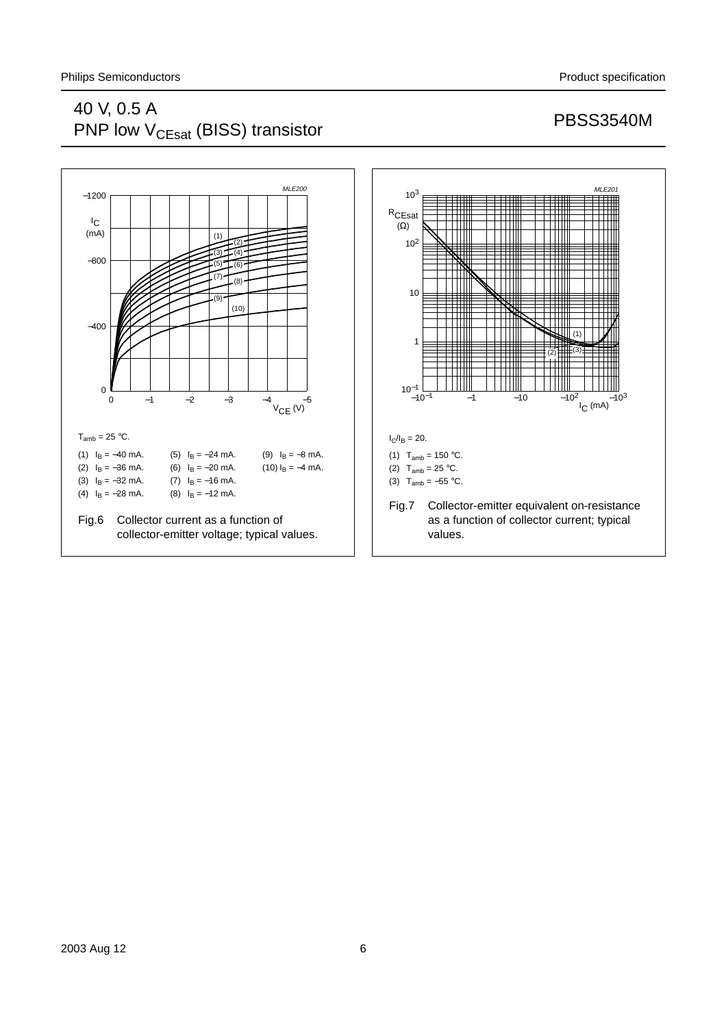$T_{amb}$ = 25 °C.

(1) $I_B$ = −40 mA.
(2) $I_B$ = −36 mA.
(3) $I_B$ = −32 mA.
(4) $I_B$ = −28 mA.
(5) $I_B$ = −24 mA.
(6) $I_B$ = −20 mA.
(7) $I_B$ = −16 mA.
(8) $I_B$ = −12 mA.
(9) $I_B$ = −8 mA.
(10) $I_B$ = −4 mA.

Fig.6 Collector current as a function of collector-emitter voltage; typical values.

$I_C/I_B$ = 20.

(1) $T_{amb}$ = 150 °C.
(2) $T_{amb}$ = 25 °C.
(3) $T_{amb}$ = −55 °C.

Fig.7 Collector-emitter equivalent on-resistance as a function of collector current; typical values.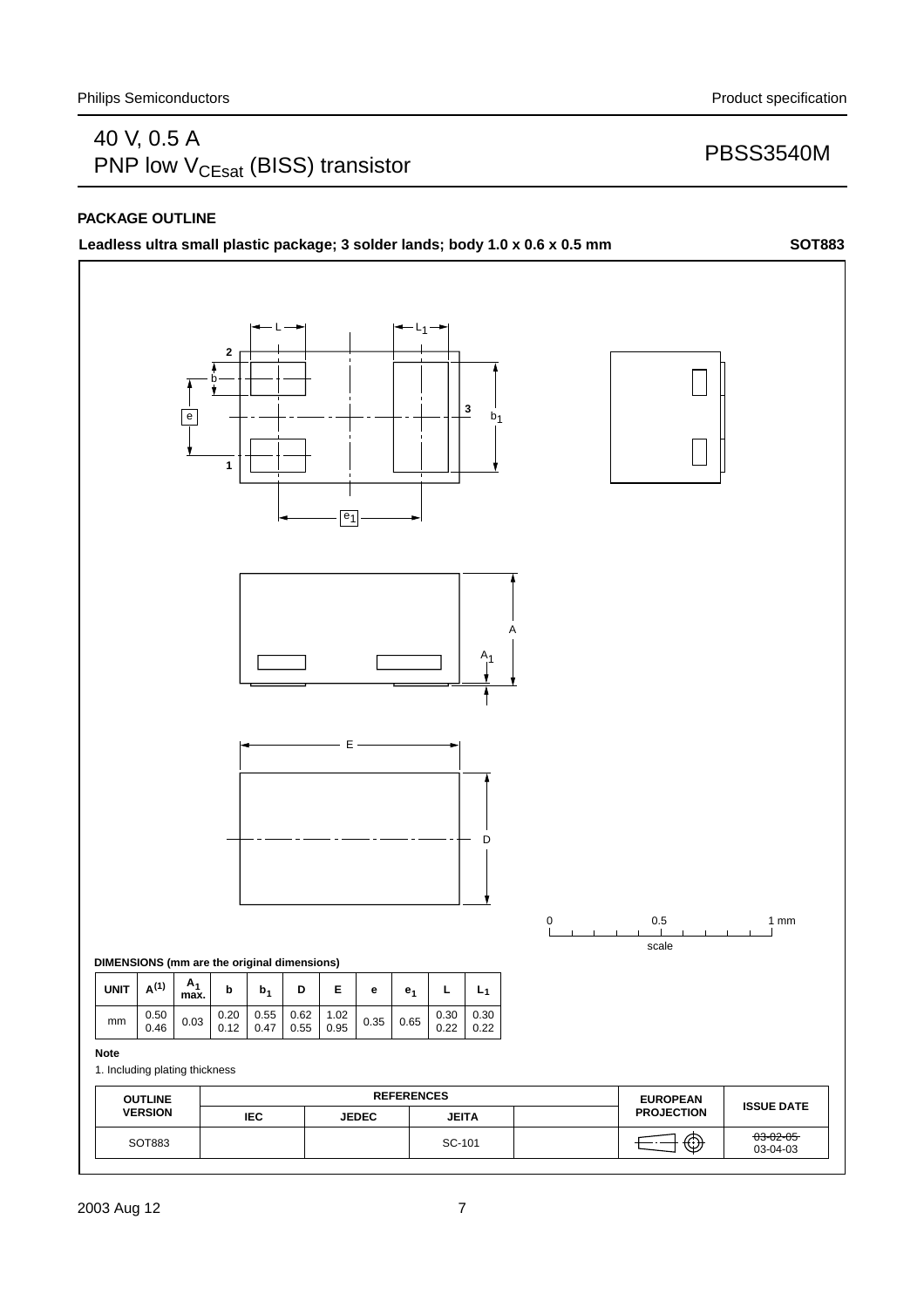## PACKAGE OUTLINE

**Leadless ultra small plastic package; 3 solder lands; body 1.0 x 0.6 x 0.5 mm** **SOT883**

**DIMENSIONS (mm are the original dimensions)**

| UNIT | $A^{(1)}$ | $A_1$ max. | b | $b_1$ | D | E | e | $e_1$ | L | $L_1$ |
|---|---|---|---|---|---|---|---|---|---|---|
| mm | 0.50<br>0.46 | 0.03 | 0.20<br>0.12 | 0.55<br>0.47 | 0.62<br>0.55 | 1.02<br>0.95 | 0.35 | 0.65 | 0.30<br>0.22 | 0.30<br>0.22 |

**Note**

1. Including plating thickness

| OUTLINE VERSION | REFERENCES | | | | EUROPEAN PROJECTION | ISSUE DATE |
|---|---|---|---|---|---|---|
| | IEC | JEDEC | JEITA | | | |
| SOT883 | | | SC-101 | | | ~~03-02-05~~<br>03-04-03 |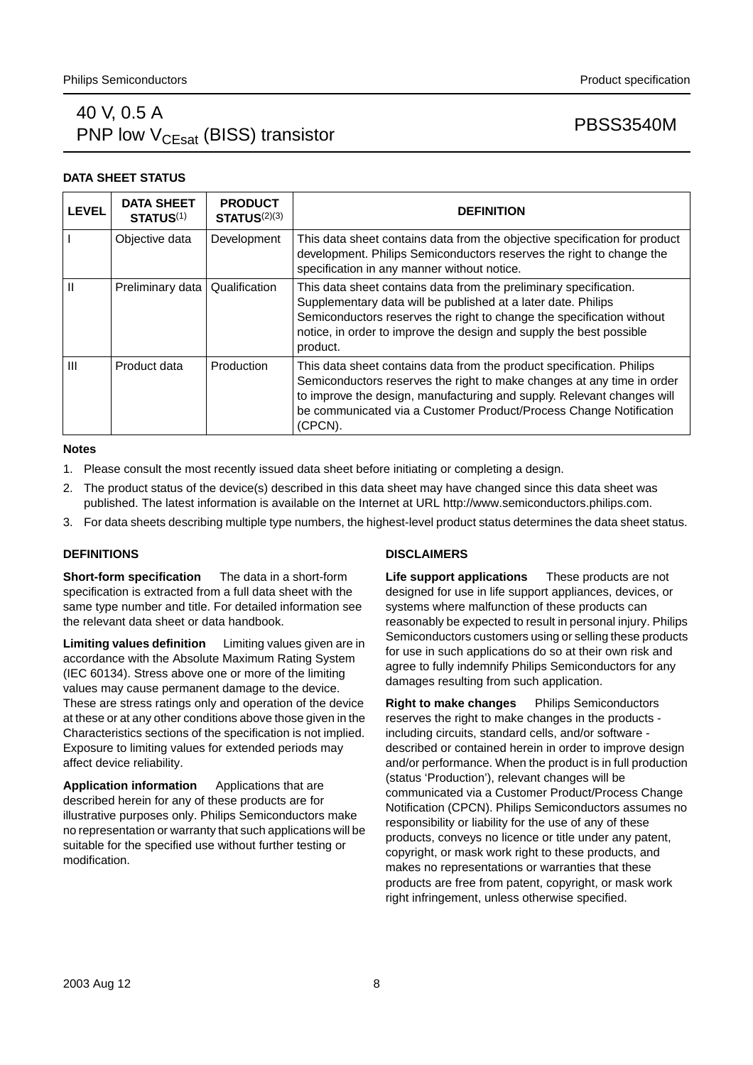## DATA SHEET STATUS

| LEVEL | DATA SHEET STATUS[1] | PRODUCT STATUS[2][3] | DEFINITION |
|---|---|---|---|
| I | Objective data | Development | This data sheet contains data from the objective specification for product development. Philips Semiconductors reserves the right to change the specification in any manner without notice. |
| II | Preliminary data | Qualification | This data sheet contains data from the preliminary specification. Supplementary data will be published at a later date. Philips Semiconductors reserves the right to change the specification without notice, in order to improve the design and supply the best possible product. |
| III | Product data | Production | This data sheet contains data from the product specification. Philips Semiconductors reserves the right to make changes at any time in order to improve the design, manufacturing and supply. Relevant changes will be communicated via a Customer Product/Process Change Notification (CPCN). |

**Notes**

1. Please consult the most recently issued data sheet before initiating or completing a design.
2. The product status of the device(s) described in this data sheet may have changed since this data sheet was published. The latest information is available on the Internet at URL http://www.semiconductors.philips.com.
3. For data sheets describing multiple type numbers, the highest-level product status determines the data sheet status.

## DEFINITIONS

**Short-form specification** The data in a short-form specification is extracted from a full data sheet with the same type number and title. For detailed information see the relevant data sheet or data handbook.

**Limiting values definition** Limiting values given are in accordance with the Absolute Maximum Rating System (IEC 60134). Stress above one or more of the limiting values may cause permanent damage to the device. These are stress ratings only and operation of the device at these or at any other conditions above those given in the Characteristics sections of the specification is not implied. Exposure to limiting values for extended periods may affect device reliability.

**Application information** Applications that are described herein for any of these products are for illustrative purposes only. Philips Semiconductors make no representation or warranty that such applications will be suitable for the specified use without further testing or modification.

## DISCLAIMERS

**Life support applications** These products are not designed for use in life support appliances, devices, or systems where malfunction of these products can reasonably be expected to result in personal injury. Philips Semiconductors customers using or selling these products for use in such applications do so at their own risk and agree to fully indemnify Philips Semiconductors for any damages resulting from such application.

**Right to make changes** Philips Semiconductors reserves the right to make changes in the products - including circuits, standard cells, and/or software - described or contained herein in order to improve design and/or performance. When the product is in full production (status 'Production'), relevant changes will be communicated via a Customer Product/Process Change Notification (CPCN). Philips Semiconductors assumes no responsibility or liability for the use of any of these products, conveys no licence or title under any patent, copyright, or mask work right to these products, and makes no representations or warranties that these products are free from patent, copyright, or mask work right infringement, unless otherwise specified.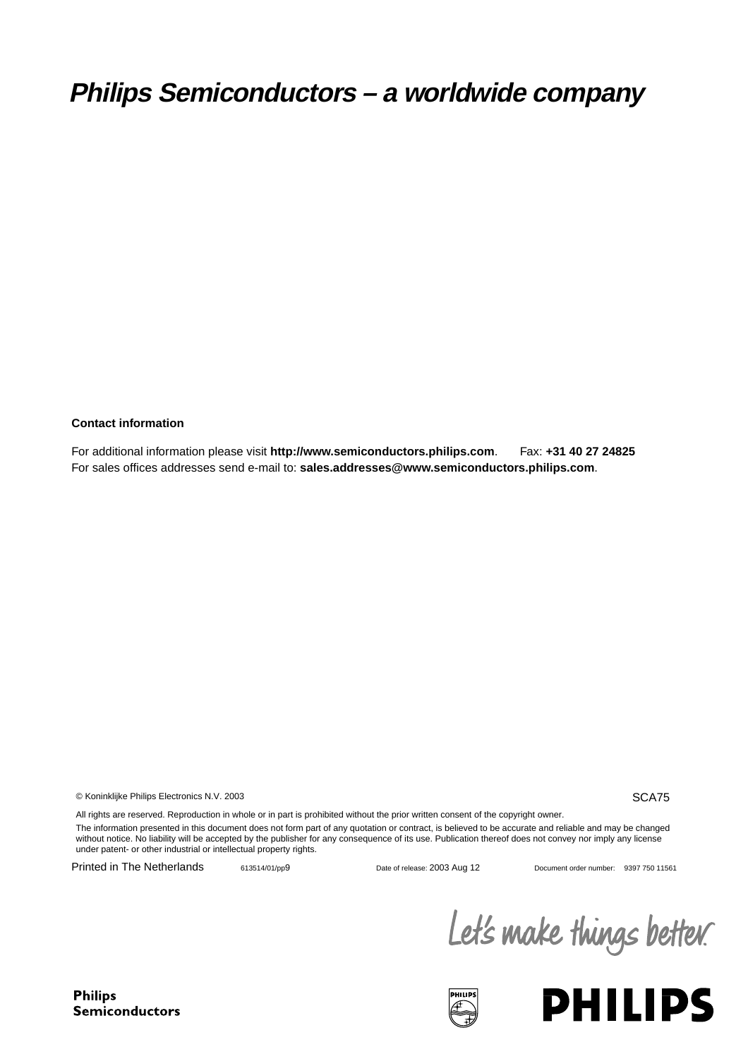# *Philips Semiconductors – a worldwide company*

**Contact information**

For additional information please visit **http://www.semiconductors.philips.com**. Fax: **+31 40 27 24825**
For sales offices addresses send e-mail to: **sales.addresses@www.semiconductors.philips.com**.

© Koninklijke Philips Electronics N.V. 2003

SCA75

All rights are reserved. Reproduction in whole or in part is prohibited without the prior written consent of the copyright owner.

The information presented in this document does not form part of any quotation or contract, is believed to be accurate and reliable and may be changed without notice. No liability will be accepted by the publisher for any consequence of its use. Publication thereof does not convey nor imply any license under patent- or other industrial or intellectual property rights.

Printed in The Netherlands 613514/01/pp9 Date of release: 2003 Aug 12 Document order number: 9397 750 11561

Let's make things better.

Philips Semiconductors

PHILIPS